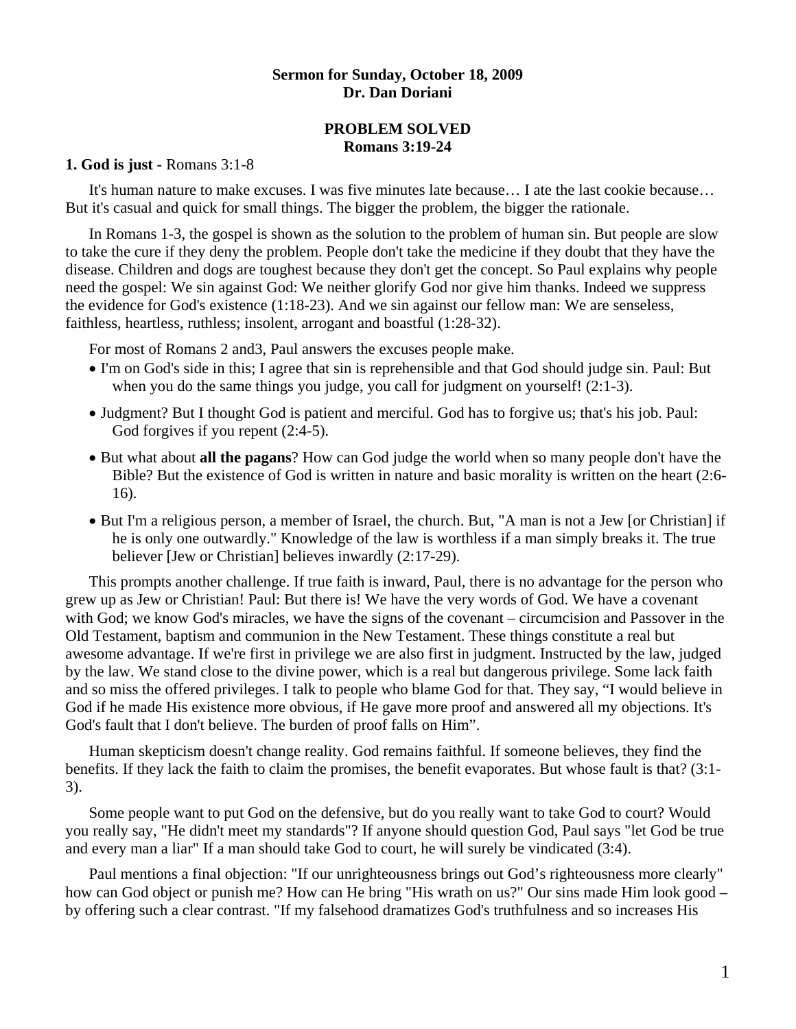**Sermon for Sunday, October 18, 2009**
**Dr. Dan Doriani**

# PROBLEM SOLVED
## Romans 3:19-24

**1. God is just -** Romans 3:1-8

It's human nature to make excuses. I was five minutes late because… I ate the last cookie because… But it's casual and quick for small things. The bigger the problem, the bigger the rationale.

In Romans 1-3, the gospel is shown as the solution to the problem of human sin. But people are slow to take the cure if they deny the problem. People don't take the medicine if they doubt that they have the disease. Children and dogs are toughest because they don't get the concept. So Paul explains why people need the gospel: We sin against God: We neither glorify God nor give him thanks. Indeed we suppress the evidence for God's existence (1:18-23). And we sin against our fellow man: We are senseless, faithless, heartless, ruthless; insolent, arrogant and boastful (1:28-32).

For most of Romans 2 and3, Paul answers the excuses people make.

- I'm on God's side in this; I agree that sin is reprehensible and that God should judge sin. Paul: But when you do the same things you judge, you call for judgment on yourself! (2:1-3).
- Judgment? But I thought God is patient and merciful. God has to forgive us; that's his job. Paul: God forgives if you repent (2:4-5).
- But what about **all the pagans**? How can God judge the world when so many people don't have the Bible? But the existence of God is written in nature and basic morality is written on the heart (2:6-16).
- But I'm a religious person, a member of Israel, the church. But, "A man is not a Jew [or Christian] if he is only one outwardly." Knowledge of the law is worthless if a man simply breaks it. The true believer [Jew or Christian] believes inwardly (2:17-29).

This prompts another challenge. If true faith is inward, Paul, there is no advantage for the person who grew up as Jew or Christian! Paul: But there is! We have the very words of God. We have a covenant with God; we know God's miracles, we have the signs of the covenant – circumcision and Passover in the Old Testament, baptism and communion in the New Testament. These things constitute a real but awesome advantage. If we're first in privilege we are also first in judgment. Instructed by the law, judged by the law. We stand close to the divine power, which is a real but dangerous privilege. Some lack faith and so miss the offered privileges. I talk to people who blame God for that. They say, "I would believe in God if he made His existence more obvious, if He gave more proof and answered all my objections. It's God's fault that I don't believe. The burden of proof falls on Him".

Human skepticism doesn't change reality. God remains faithful. If someone believes, they find the benefits. If they lack the faith to claim the promises, the benefit evaporates. But whose fault is that? (3:1-3).

Some people want to put God on the defensive, but do you really want to take God to court? Would you really say, "He didn't meet my standards"? If anyone should question God, Paul says "let God be true and every man a liar" If a man should take God to court, he will surely be vindicated (3:4).

Paul mentions a final objection: "If our unrighteousness brings out God's righteousness more clearly" how can God object or punish me? How can He bring "His wrath on us?" Our sins made Him look good – by offering such a clear contrast. "If my falsehood dramatizes God's truthfulness and so increases His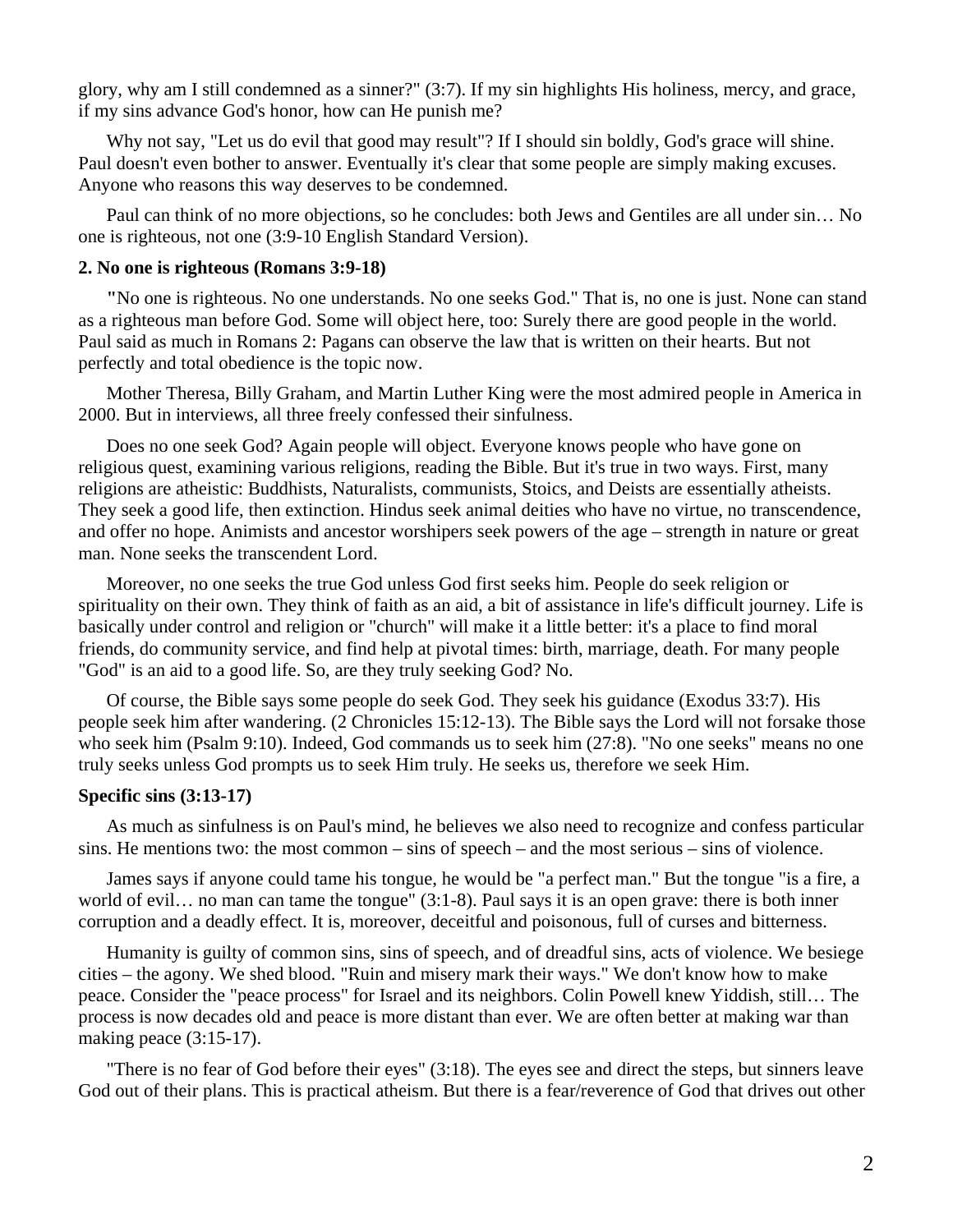glory, why am I still condemned as a sinner?" (3:7). If my sin highlights His holiness, mercy, and grace, if my sins advance God's honor, how can He punish me?

Why not say, "Let us do evil that good may result"? If I should sin boldly, God's grace will shine. Paul doesn't even bother to answer. Eventually it's clear that some people are simply making excuses. Anyone who reasons this way deserves to be condemned.

Paul can think of no more objections, so he concludes: both Jews and Gentiles are all under sin… No one is righteous, not one (3:9-10 English Standard Version).

**2. No one is righteous (Romans 3:9-18)**

"No one is righteous. No one understands. No one seeks God." That is, no one is just. None can stand as a righteous man before God. Some will object here, too: Surely there are good people in the world. Paul said as much in Romans 2: Pagans can observe the law that is written on their hearts. But not perfectly and total obedience is the topic now.

Mother Theresa, Billy Graham, and Martin Luther King were the most admired people in America in 2000. But in interviews, all three freely confessed their sinfulness.

Does no one seek God? Again people will object. Everyone knows people who have gone on religious quest, examining various religions, reading the Bible. But it's true in two ways. First, many religions are atheistic: Buddhists, Naturalists, communists, Stoics, and Deists are essentially atheists. They seek a good life, then extinction. Hindus seek animal deities who have no virtue, no transcendence, and offer no hope. Animists and ancestor worshipers seek powers of the age – strength in nature or great man. None seeks the transcendent Lord.

Moreover, no one seeks the true God unless God first seeks him. People do seek religion or spirituality on their own. They think of faith as an aid, a bit of assistance in life's difficult journey. Life is basically under control and religion or "church" will make it a little better: it's a place to find moral friends, do community service, and find help at pivotal times: birth, marriage, death. For many people "God" is an aid to a good life. So, are they truly seeking God? No.

Of course, the Bible says some people do seek God. They seek his guidance (Exodus 33:7). His people seek him after wandering. (2 Chronicles 15:12-13). The Bible says the Lord will not forsake those who seek him (Psalm 9:10). Indeed, God commands us to seek him (27:8). "No one seeks" means no one truly seeks unless God prompts us to seek Him truly. He seeks us, therefore we seek Him.

**Specific sins (3:13-17)**

As much as sinfulness is on Paul's mind, he believes we also need to recognize and confess particular sins. He mentions two: the most common – sins of speech – and the most serious – sins of violence.

James says if anyone could tame his tongue, he would be "a perfect man." But the tongue "is a fire, a world of evil… no man can tame the tongue" (3:1-8). Paul says it is an open grave: there is both inner corruption and a deadly effect. It is, moreover, deceitful and poisonous, full of curses and bitterness.

Humanity is guilty of common sins, sins of speech, and of dreadful sins, acts of violence. We besiege cities – the agony. We shed blood. "Ruin and misery mark their ways." We don't know how to make peace. Consider the "peace process" for Israel and its neighbors. Colin Powell knew Yiddish, still… The process is now decades old and peace is more distant than ever. We are often better at making war than making peace (3:15-17).

"There is no fear of God before their eyes" (3:18). The eyes see and direct the steps, but sinners leave God out of their plans. This is practical atheism. But there is a fear/reverence of God that drives out other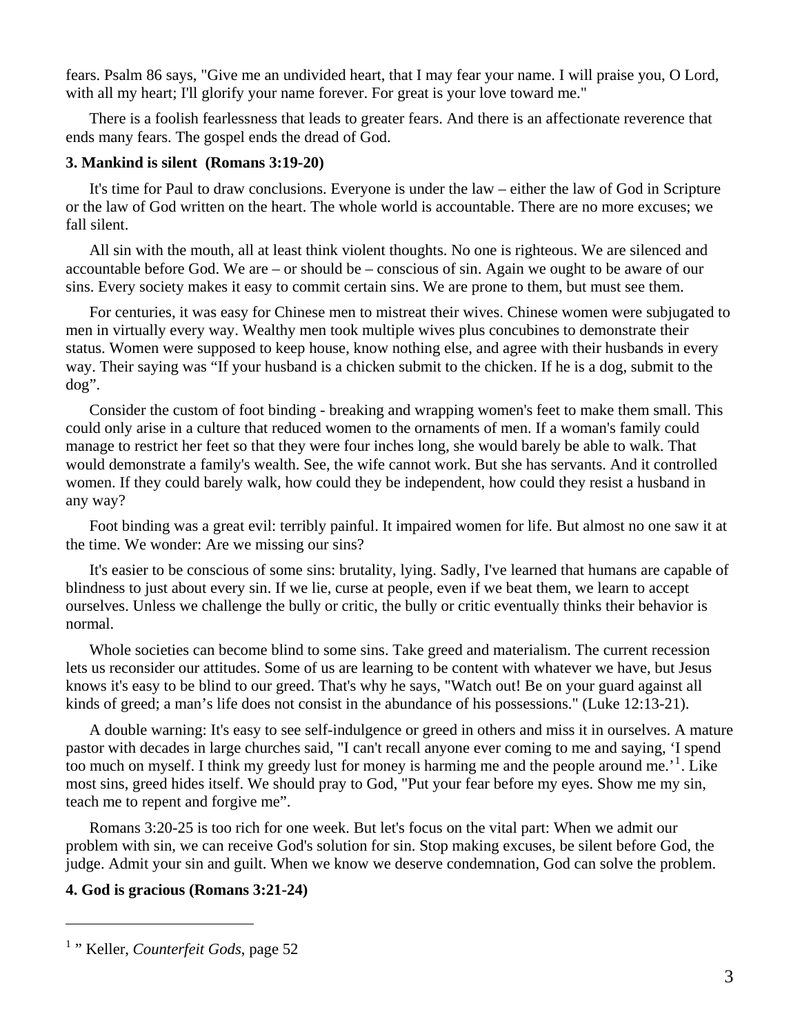fears. Psalm 86 says, "Give me an undivided heart, that I may fear your name. I will praise you, O Lord, with all my heart; I'll glorify your name forever. For great is your love toward me."

There is a foolish fearlessness that leads to greater fears. And there is an affectionate reverence that ends many fears. The gospel ends the dread of God.

**3. Mankind is silent (Romans 3:19-20)**

It's time for Paul to draw conclusions. Everyone is under the law – either the law of God in Scripture or the law of God written on the heart. The whole world is accountable. There are no more excuses; we fall silent.

All sin with the mouth, all at least think violent thoughts. No one is righteous. We are silenced and accountable before God. We are – or should be – conscious of sin. Again we ought to be aware of our sins. Every society makes it easy to commit certain sins. We are prone to them, but must see them.

For centuries, it was easy for Chinese men to mistreat their wives. Chinese women were subjugated to men in virtually every way. Wealthy men took multiple wives plus concubines to demonstrate their status. Women were supposed to keep house, know nothing else, and agree with their husbands in every way. Their saying was "If your husband is a chicken submit to the chicken. If he is a dog, submit to the dog".

Consider the custom of foot binding - breaking and wrapping women's feet to make them small. This could only arise in a culture that reduced women to the ornaments of men. If a woman's family could manage to restrict her feet so that they were four inches long, she would barely be able to walk. That would demonstrate a family's wealth. See, the wife cannot work. But she has servants. And it controlled women. If they could barely walk, how could they be independent, how could they resist a husband in any way?

Foot binding was a great evil: terribly painful. It impaired women for life. But almost no one saw it at the time. We wonder: Are we missing our sins?

It's easier to be conscious of some sins: brutality, lying. Sadly, I've learned that humans are capable of blindness to just about every sin. If we lie, curse at people, even if we beat them, we learn to accept ourselves. Unless we challenge the bully or critic, the bully or critic eventually thinks their behavior is normal.

Whole societies can become blind to some sins. Take greed and materialism. The current recession lets us reconsider our attitudes. Some of us are learning to be content with whatever we have, but Jesus knows it's easy to be blind to our greed. That's why he says, "Watch out! Be on your guard against all kinds of greed; a man's life does not consist in the abundance of his possessions." (Luke 12:13-21).

A double warning: It's easy to see self-indulgence or greed in others and miss it in ourselves. A mature pastor with decades in large churches said, "I can't recall anyone ever coming to me and saying, 'I spend too much on myself. I think my greedy lust for money is harming me and the people around me.'[1]. Like most sins, greed hides itself. We should pray to God, "Put your fear before my eyes. Show me my sin, teach me to repent and forgive me".

Romans 3:20-25 is too rich for one week. But let's focus on the vital part: When we admit our problem with sin, we can receive God's solution for sin. Stop making excuses, be silent before God, the judge. Admit your sin and guilt. When we know we deserve condemnation, God can solve the problem.

**4. God is gracious (Romans 3:21-24)**

---

[1] " Keller, *Counterfeit Gods*, page 52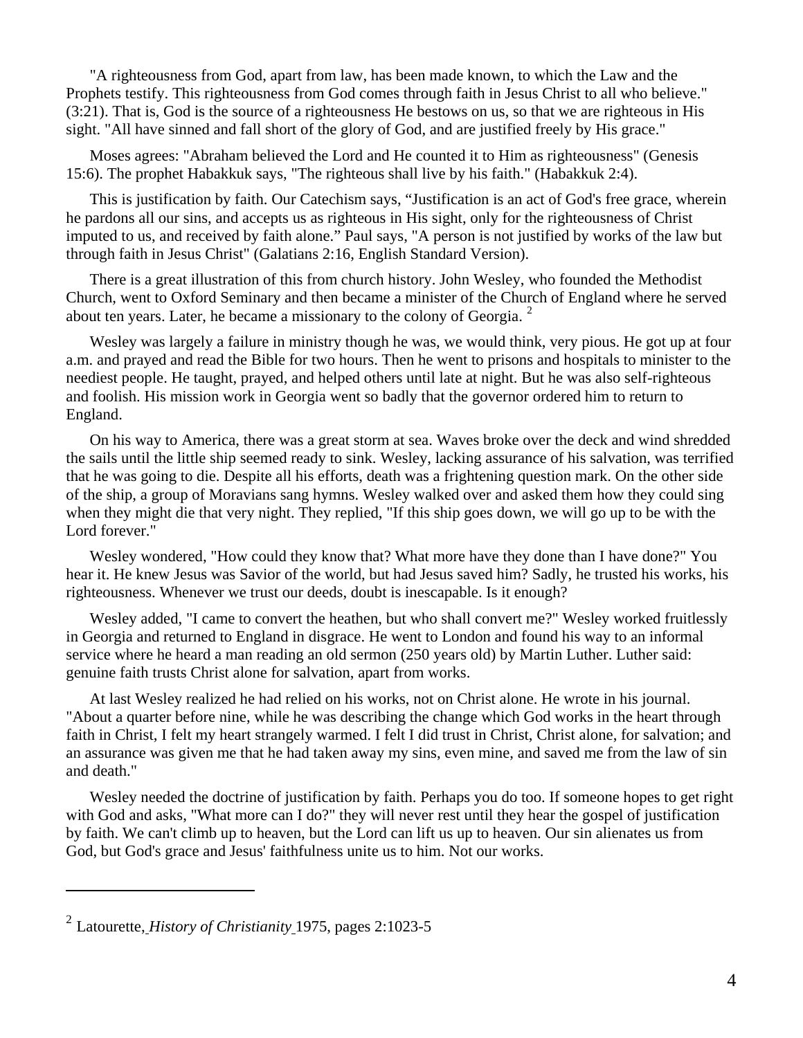"A righteousness from God, apart from law, has been made known, to which the Law and the Prophets testify. This righteousness from God comes through faith in Jesus Christ to all who believe." (3:21). That is, God is the source of a righteousness He bestows on us, so that we are righteous in His sight. "All have sinned and fall short of the glory of God, and are justified freely by His grace."

Moses agrees: "Abraham believed the Lord and He counted it to Him as righteousness" (Genesis 15:6). The prophet Habakkuk says, "The righteous shall live by his faith." (Habakkuk 2:4).

This is justification by faith. Our Catechism says, "Justification is an act of God's free grace, wherein he pardons all our sins, and accepts us as righteous in His sight, only for the righteousness of Christ imputed to us, and received by faith alone." Paul says, "A person is not justified by works of the law but through faith in Jesus Christ" (Galatians 2:16, English Standard Version).

There is a great illustration of this from church history. John Wesley, who founded the Methodist Church, went to Oxford Seminary and then became a minister of the Church of England where he served about ten years. Later, he became a missionary to the colony of Georgia. [2]

Wesley was largely a failure in ministry though he was, we would think, very pious. He got up at four a.m. and prayed and read the Bible for two hours. Then he went to prisons and hospitals to minister to the neediest people. He taught, prayed, and helped others until late at night. But he was also self-righteous and foolish. His mission work in Georgia went so badly that the governor ordered him to return to England.

On his way to America, there was a great storm at sea. Waves broke over the deck and wind shredded the sails until the little ship seemed ready to sink. Wesley, lacking assurance of his salvation, was terrified that he was going to die. Despite all his efforts, death was a frightening question mark. On the other side of the ship, a group of Moravians sang hymns. Wesley walked over and asked them how they could sing when they might die that very night. They replied, "If this ship goes down, we will go up to be with the Lord forever."

Wesley wondered, "How could they know that? What more have they done than I have done?" You hear it. He knew Jesus was Savior of the world, but had Jesus saved him? Sadly, he trusted his works, his righteousness. Whenever we trust our deeds, doubt is inescapable. Is it enough?

Wesley added, "I came to convert the heathen, but who shall convert me?" Wesley worked fruitlessly in Georgia and returned to England in disgrace. He went to London and found his way to an informal service where he heard a man reading an old sermon (250 years old) by Martin Luther. Luther said: genuine faith trusts Christ alone for salvation, apart from works.

At last Wesley realized he had relied on his works, not on Christ alone. He wrote in his journal. "About a quarter before nine, while he was describing the change which God works in the heart through faith in Christ, I felt my heart strangely warmed. I felt I did trust in Christ, Christ alone, for salvation; and an assurance was given me that he had taken away my sins, even mine, and saved me from the law of sin and death."

Wesley needed the doctrine of justification by faith. Perhaps you do too. If someone hopes to get right with God and asks, "What more can I do?" they will never rest until they hear the gospel of justification by faith. We can't climb up to heaven, but the Lord can lift us up to heaven. Our sin alienates us from God, but God's grace and Jesus' faithfulness unite us to him. Not our works.

---

[2] Latourette, *History of Christianity* 1975, pages 2:1023-5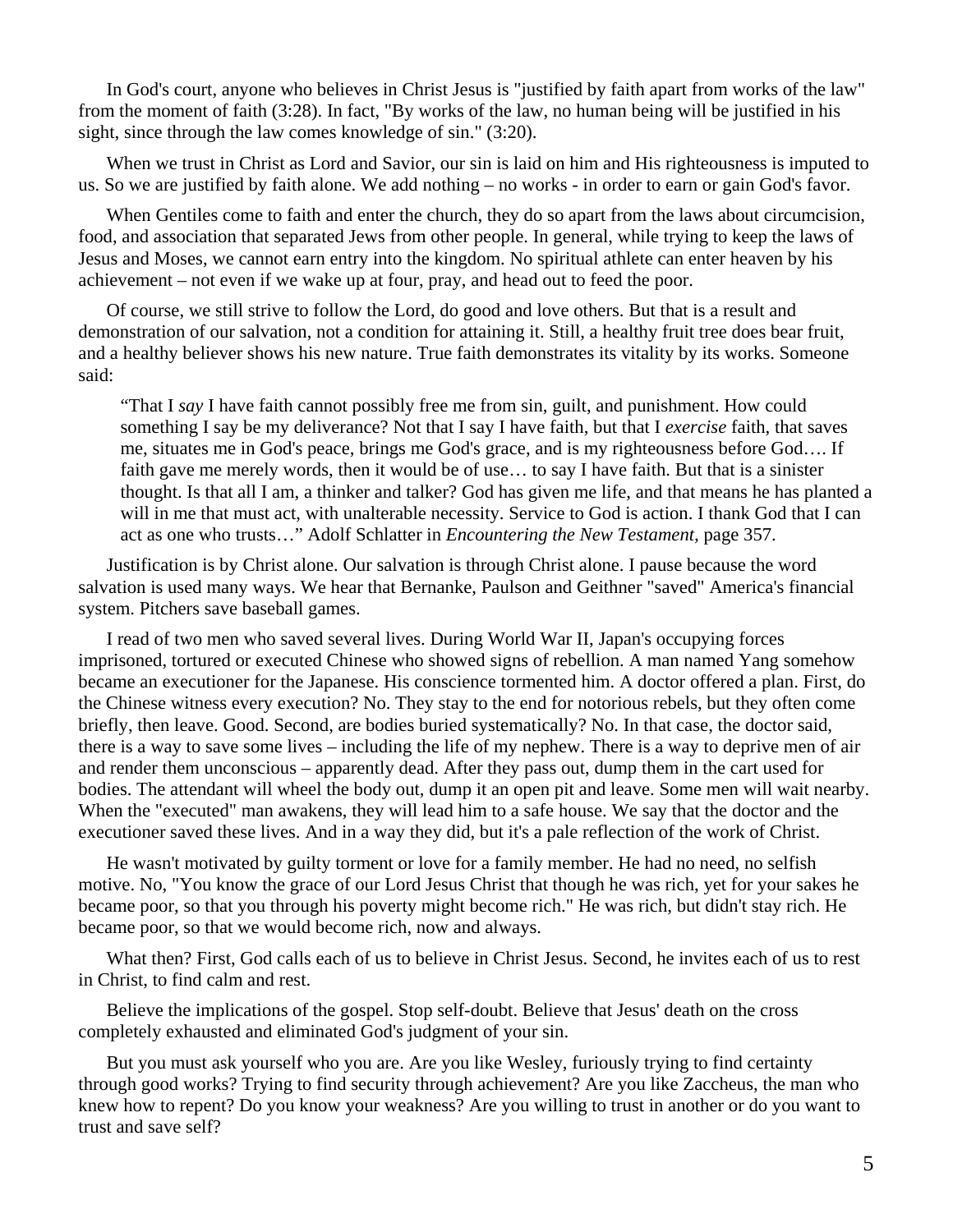In God's court, anyone who believes in Christ Jesus is "justified by faith apart from works of the law" from the moment of faith (3:28). In fact, "By works of the law, no human being will be justified in his sight, since through the law comes knowledge of sin." (3:20).

When we trust in Christ as Lord and Savior, our sin is laid on him and His righteousness is imputed to us. So we are justified by faith alone. We add nothing – no works - in order to earn or gain God's favor.

When Gentiles come to faith and enter the church, they do so apart from the laws about circumcision, food, and association that separated Jews from other people. In general, while trying to keep the laws of Jesus and Moses, we cannot earn entry into the kingdom. No spiritual athlete can enter heaven by his achievement – not even if we wake up at four, pray, and head out to feed the poor.

Of course, we still strive to follow the Lord, do good and love others. But that is a result and demonstration of our salvation, not a condition for attaining it. Still, a healthy fruit tree does bear fruit, and a healthy believer shows his new nature. True faith demonstrates its vitality by its works. Someone said:

> "That I *say* I have faith cannot possibly free me from sin, guilt, and punishment. How could something I say be my deliverance? Not that I say I have faith, but that I *exercise* faith, that saves me, situates me in God's peace, brings me God's grace, and is my righteousness before God…. If faith gave me merely words, then it would be of use… to say I have faith. But that is a sinister thought. Is that all I am, a thinker and talker? God has given me life, and that means he has planted a will in me that must act, with unalterable necessity. Service to God is action. I thank God that I can act as one who trusts…" Adolf Schlatter in *Encountering the New Testament,* page 357.

Justification is by Christ alone. Our salvation is through Christ alone. I pause because the word salvation is used many ways. We hear that Bernanke, Paulson and Geithner "saved" America's financial system. Pitchers save baseball games.

I read of two men who saved several lives. During World War II, Japan's occupying forces imprisoned, tortured or executed Chinese who showed signs of rebellion. A man named Yang somehow became an executioner for the Japanese. His conscience tormented him. A doctor offered a plan. First, do the Chinese witness every execution? No. They stay to the end for notorious rebels, but they often come briefly, then leave. Good. Second, are bodies buried systematically? No. In that case, the doctor said, there is a way to save some lives – including the life of my nephew. There is a way to deprive men of air and render them unconscious – apparently dead. After they pass out, dump them in the cart used for bodies. The attendant will wheel the body out, dump it an open pit and leave. Some men will wait nearby. When the "executed" man awakens, they will lead him to a safe house. We say that the doctor and the executioner saved these lives. And in a way they did, but it's a pale reflection of the work of Christ.

He wasn't motivated by guilty torment or love for a family member. He had no need, no selfish motive. No, "You know the grace of our Lord Jesus Christ that though he was rich, yet for your sakes he became poor, so that you through his poverty might become rich." He was rich, but didn't stay rich. He became poor, so that we would become rich, now and always.

What then? First, God calls each of us to believe in Christ Jesus. Second, he invites each of us to rest in Christ, to find calm and rest.

Believe the implications of the gospel. Stop self-doubt. Believe that Jesus' death on the cross completely exhausted and eliminated God's judgment of your sin.

But you must ask yourself who you are. Are you like Wesley, furiously trying to find certainty through good works? Trying to find security through achievement? Are you like Zaccheus, the man who knew how to repent? Do you know your weakness? Are you willing to trust in another or do you want to trust and save self?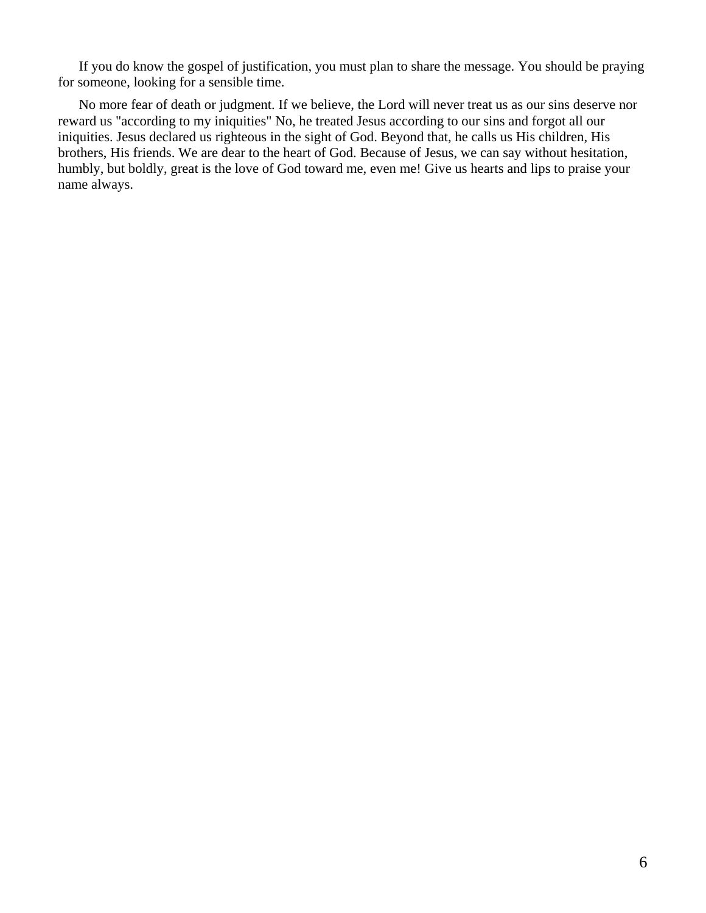If you do know the gospel of justification, you must plan to share the message. You should be praying for someone, looking for a sensible time.

No more fear of death or judgment. If we believe, the Lord will never treat us as our sins deserve nor reward us "according to my iniquities" No, he treated Jesus according to our sins and forgot all our iniquities. Jesus declared us righteous in the sight of God. Beyond that, he calls us His children, His brothers, His friends. We are dear to the heart of God. Because of Jesus, we can say without hesitation, humbly, but boldly, great is the love of God toward me, even me! Give us hearts and lips to praise your name always.